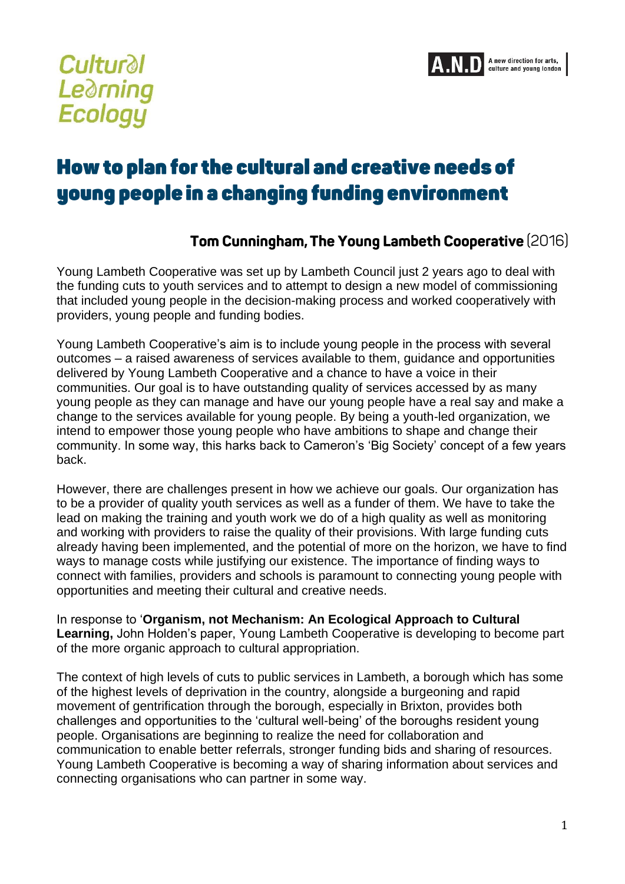Cultural Learning Ecology

A.N.D A new direction for arts, culture and young london

# How to plan for the cultural and creative needs of young people in a changing funding environment

### Tom Cunningham, The Young Lambeth Cooperative (2016)

Young Lambeth Cooperative was set up by Lambeth Council just 2 years ago to deal with the funding cuts to youth services and to attempt to design a new model of commissioning that included young people in the decision-making process and worked cooperatively with providers, young people and funding bodies.

Young Lambeth Cooperative's aim is to include young people in the process with several outcomes – a raised awareness of services available to them, guidance and opportunities delivered by Young Lambeth Cooperative and a chance to have a voice in their communities. Our goal is to have outstanding quality of services accessed by as many young people as they can manage and have our young people have a real say and make a change to the services available for young people. By being a youth-led organization, we intend to empower those young people who have ambitions to shape and change their community. In some way, this harks back to Cameron's 'Big Society' concept of a few years back.

However, there are challenges present in how we achieve our goals. Our organization has to be a provider of quality youth services as well as a funder of them. We have to take the lead on making the training and youth work we do of a high quality as well as monitoring and working with providers to raise the quality of their provisions. With large funding cuts already having been implemented, and the potential of more on the horizon, we have to find ways to manage costs while justifying our existence. The importance of finding ways to connect with families, providers and schools is paramount to connecting young people with opportunities and meeting their cultural and creative needs.

In response to '**Organism, not Mechanism: An Ecological Approach to Cultural Learning,** John Holden's paper, Young Lambeth Cooperative is developing to become part of the more organic approach to cultural appropriation.

The context of high levels of cuts to public services in Lambeth, a borough which has some of the highest levels of deprivation in the country, alongside a burgeoning and rapid movement of gentrification through the borough, especially in Brixton, provides both challenges and opportunities to the 'cultural well-being' of the boroughs resident young people. Organisations are beginning to realize the need for collaboration and communication to enable better referrals, stronger funding bids and sharing of resources. Young Lambeth Cooperative is becoming a way of sharing information about services and connecting organisations who can partner in some way.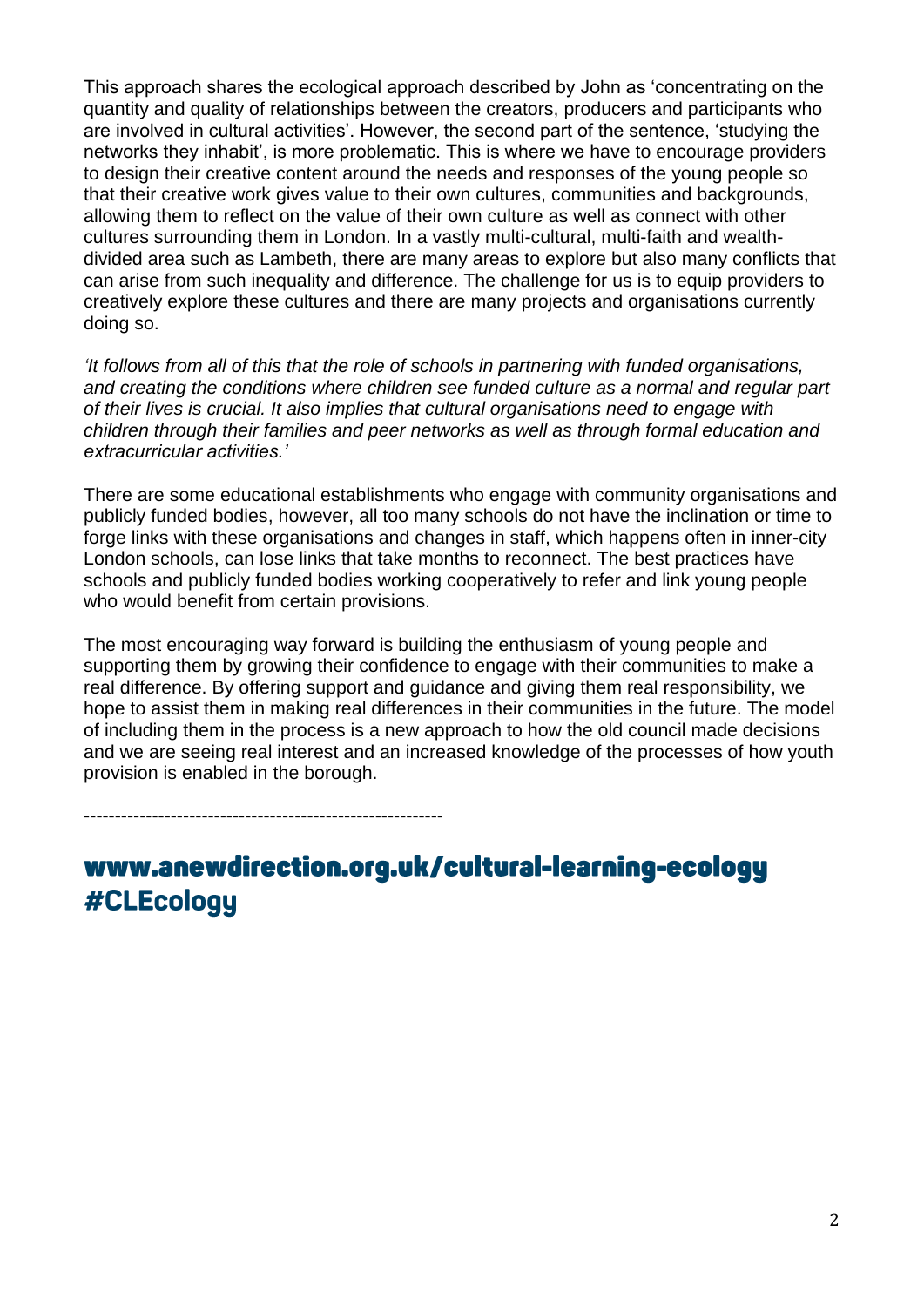This approach shares the ecological approach described by John as 'concentrating on the quantity and quality of relationships between the creators, producers and participants who are involved in cultural activities'. However, the second part of the sentence, 'studying the networks they inhabit', is more problematic. This is where we have to encourage providers to design their creative content around the needs and responses of the young people so that their creative work gives value to their own cultures, communities and backgrounds, allowing them to reflect on the value of their own culture as well as connect with other cultures surrounding them in London. In a vastly multi-cultural, multi-faith and wealth-divided area such as Lambeth, there are many areas to explore but also many conflicts that can arise from such inequality and difference. The challenge for us is to equip providers to creatively explore these cultures and there are many projects and organisations currently doing so.

*'It follows from all of this that the role of schools in partnering with funded organisations, and creating the conditions where children see funded culture as a normal and regular part of their lives is crucial. It also implies that cultural organisations need to engage with children through their families and peer networks as well as through formal education and extracurricular activities.'*

There are some educational establishments who engage with community organisations and publicly funded bodies, however, all too many schools do not have the inclination or time to forge links with these organisations and changes in staff, which happens often in inner-city London schools, can lose links that take months to reconnect. The best practices have schools and publicly funded bodies working cooperatively to refer and link young people who would benefit from certain provisions.

The most encouraging way forward is building the enthusiasm of young people and supporting them by growing their confidence to engage with their communities to make a real difference. By offering support and guidance and giving them real responsibility, we hope to assist them in making real differences in their communities in the future. The model of including them in the process is a new approach to how the old council made decisions and we are seeing real interest and an increased knowledge of the processes of how youth provision is enabled in the borough.

-----------------------------------------------------------

**www.anewdirection.org.uk/cultural-learning-ecology**
**#CLEcology**